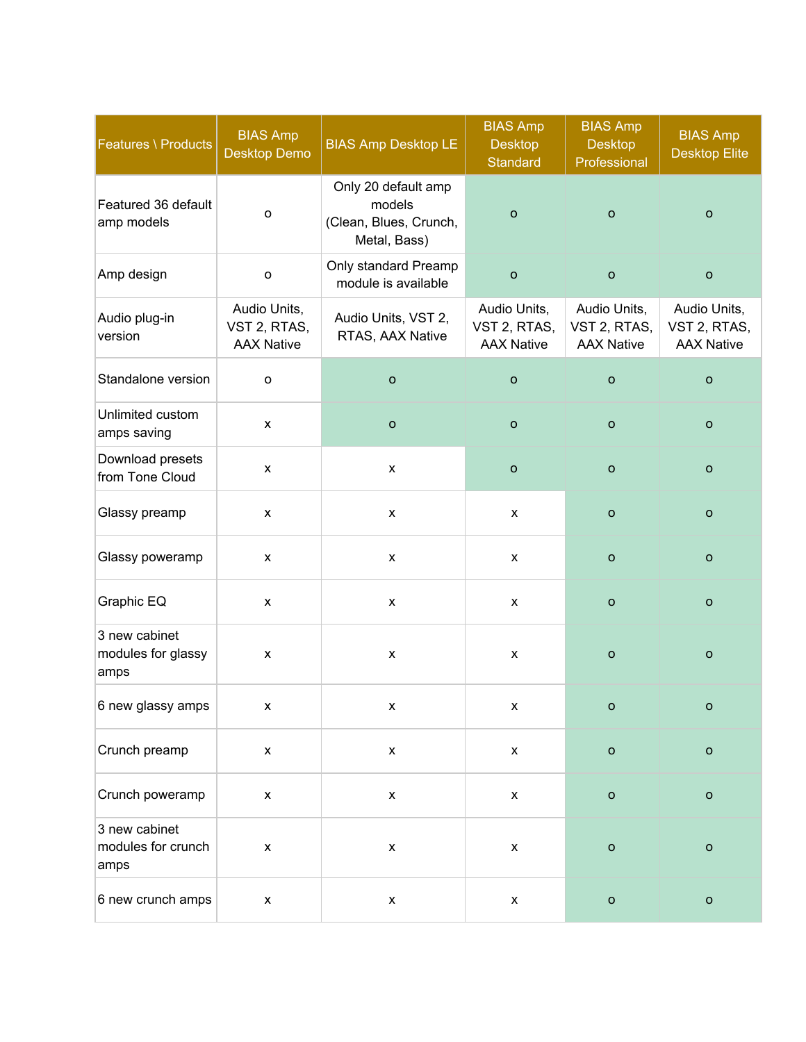| Features \ Products | BIAS Amp Desktop Demo | BIAS Amp Desktop LE | BIAS Amp Desktop Standard | BIAS Amp Desktop Professional | BIAS Amp Desktop Elite |
|---|---|---|---|---|---|
| Featured 36 default amp models | o | Only 20 default amp models (Clean, Blues, Crunch, Metal, Bass) | o | o | o |
| Amp design | o | Only standard Preamp module is available | o | o | o |
| Audio plug-in version | Audio Units, VST 2, RTAS, AAX Native | Audio Units, VST 2, RTAS, AAX Native | Audio Units, VST 2, RTAS, AAX Native | Audio Units, VST 2, RTAS, AAX Native | Audio Units, VST 2, RTAS, AAX Native |
| Standalone version | o | o | o | o | o |
| Unlimited custom amps saving | x | o | o | o | o |
| Download presets from Tone Cloud | x | x | o | o | o |
| Glassy preamp | x | x | x | o | o |
| Glassy poweramp | x | x | x | o | o |
| Graphic EQ | x | x | x | o | o |
| 3 new cabinet modules for glassy amps | x | x | x | o | o |
| 6 new glassy amps | x | x | x | o | o |
| Crunch preamp | x | x | x | o | o |
| Crunch poweramp | x | x | x | o | o |
| 3 new cabinet modules for crunch amps | x | x | x | o | o |
| 6 new crunch amps | x | x | x | o | o |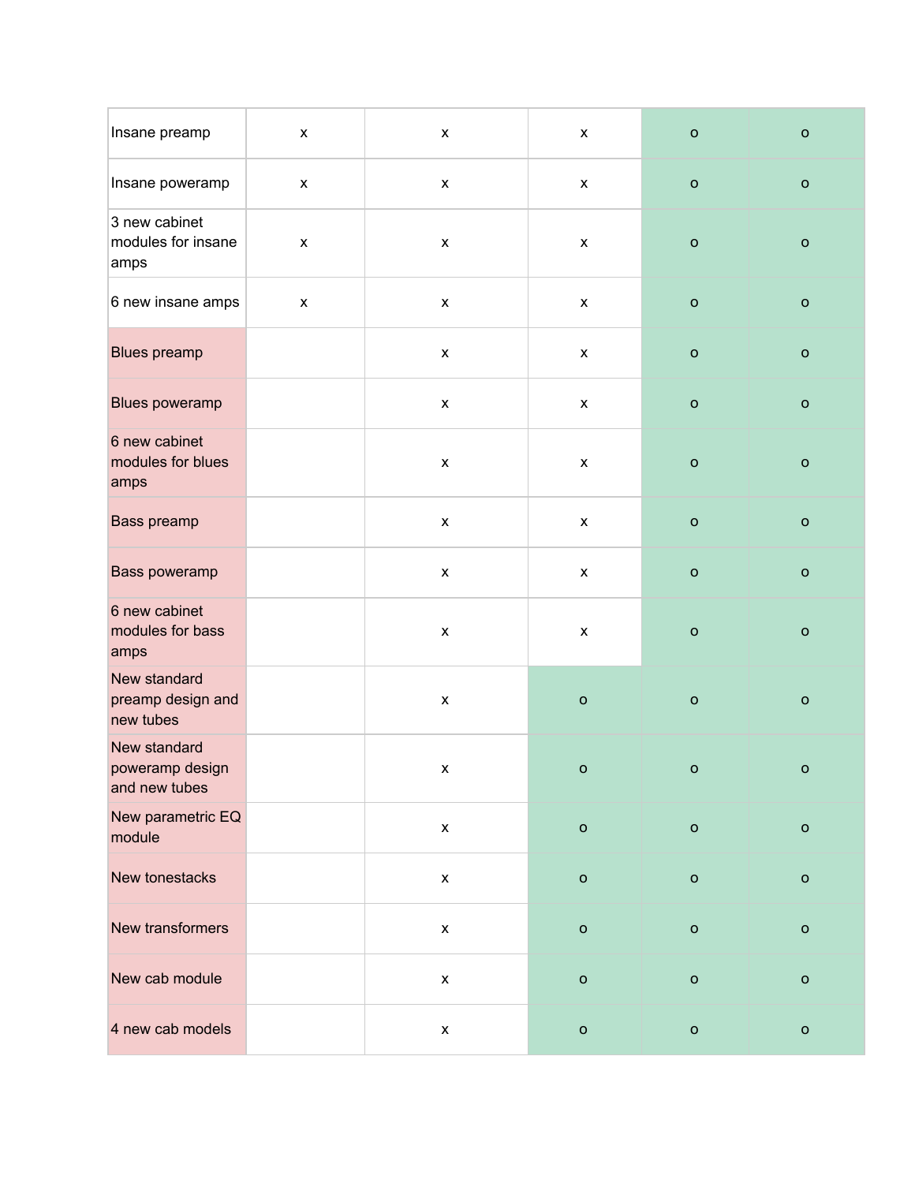| | | | | | |
|---|---|---|---|---|---|
| Insane preamp | x | x | x | o | o |
| Insane poweramp | x | x | x | o | o |
| 3 new cabinet modules for insane amps | x | x | x | o | o |
| 6 new insane amps | x | x | x | o | o |
| Blues preamp | | x | x | o | o |
| Blues poweramp | | x | x | o | o |
| 6 new cabinet modules for blues amps | | x | x | o | o |
| Bass preamp | | x | x | o | o |
| Bass poweramp | | x | x | o | o |
| 6 new cabinet modules for bass amps | | x | x | o | o |
| New standard preamp design and new tubes | | x | o | o | o |
| New standard poweramp design and new tubes | | x | o | o | o |
| New parametric EQ module | | x | o | o | o |
| New tonestacks | | x | o | o | o |
| New transformers | | x | o | o | o |
| New cab module | | x | o | o | o |
| 4 new cab models | | x | o | o | o |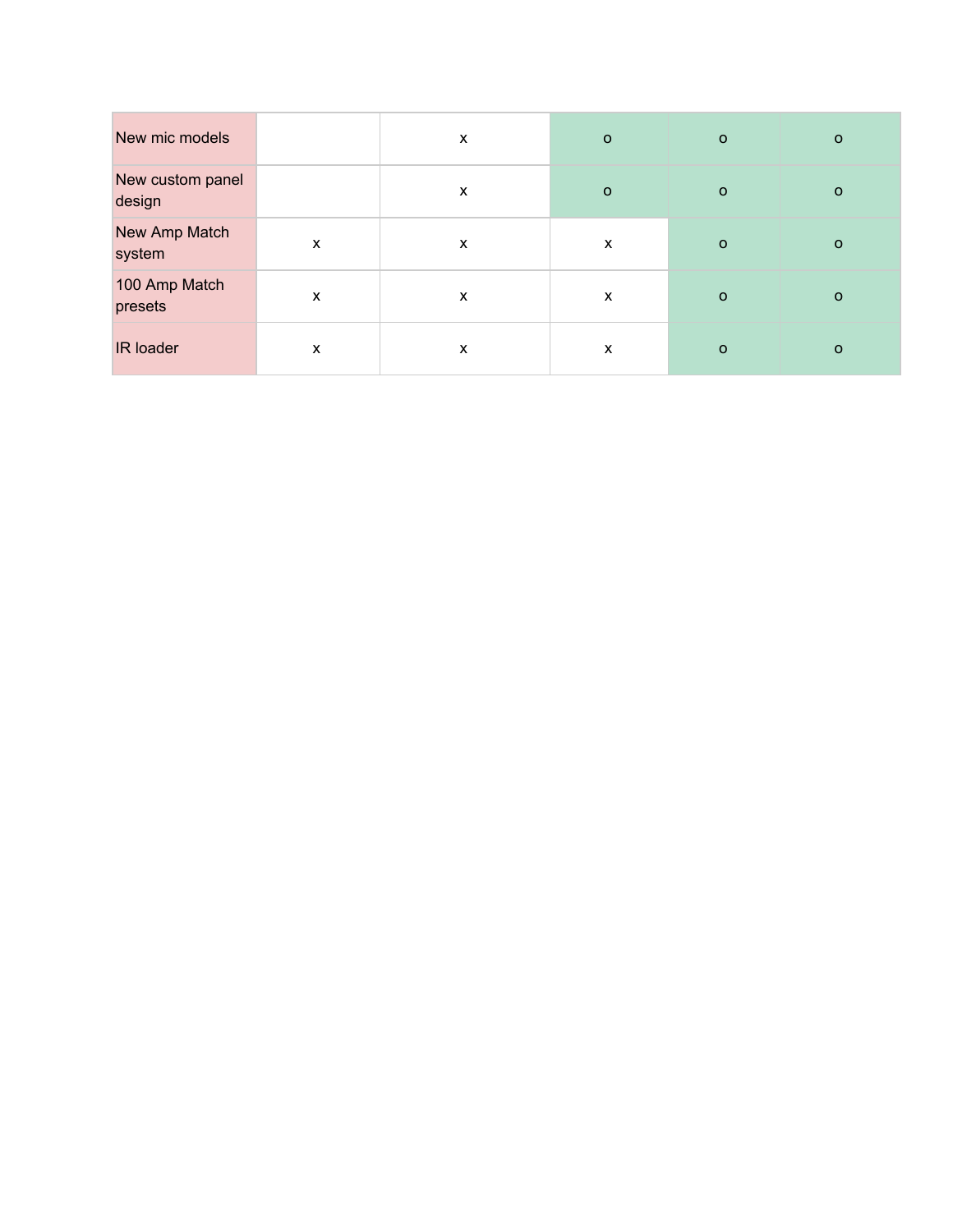| | | | | | |
|---|---|---|---|---|---|
| New mic models | | x | o | o | o |
| New custom panel design | | x | o | o | o |
| New Amp Match system | x | x | x | o | o |
| 100 Amp Match presets | x | x | x | o | o |
| IR loader | x | x | x | o | o |